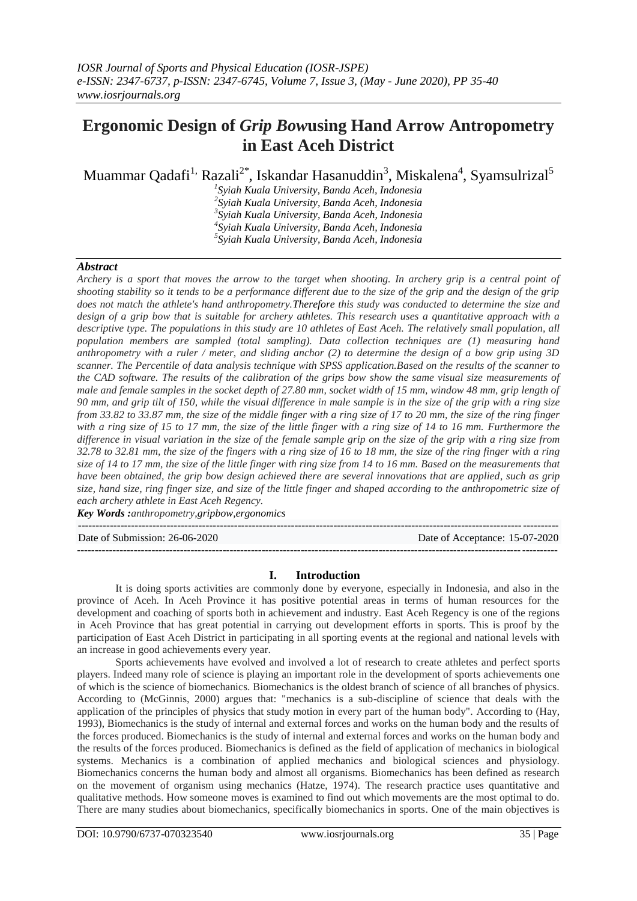# Ergonomic Design of *Grip Bow*using Hand Arrow Antropometry in East Aceh District

Muammar Qadafi[1,] Razali[2*], Iskandar Hasanuddin[3], Miskalena[4], Syamsulrizal[5]

[1]Syiah Kuala University, Banda Aceh, Indonesia
[2]Syiah Kuala University, Banda Aceh, Indonesia
[3]Syiah Kuala University, Banda Aceh, Indonesia
[4]Syiah Kuala University, Banda Aceh, Indonesia
[5]Syiah Kuala University, Banda Aceh, Indonesia

## *Abstract*

*Archery is a sport that moves the arrow to the target when shooting. In archery grip is a central point of shooting stability so it tends to be a performance different due to the size of the grip and the design of the grip does not match the athlete's hand anthropometry.**Therefore** this study was conducted to determine the size and design of a grip bow that is suitable for archery athletes. This research uses a quantitative approach with a descriptive type. The populations in this study are 10 athletes of East Aceh. The relatively small population, all population members are sampled (total sampling). Data collection techniques are (1) measuring hand anthropometry with a ruler / meter, and sliding anchor (2) to determine the design of a bow grip using 3D scanner. The Percentile of data analysis technique with SPSS application.Based on the results of the scanner to the CAD software. The results of the calibration of the grips bow show the same visual size measurements of male and female samples in the socket depth of 27.80 mm, socket width of 15 mm, window 48 mm, grip length of 90 mm, and grip tilt of 150, while the visual difference in male sample is in the size of the grip with a ring size from 33.82 to 33.87 mm, the size of the middle finger with a ring size of 17 to 20 mm, the size of the ring finger with a ring size of 15 to 17 mm, the size of the little finger with a ring size of 14 to 16 mm. Furthermore the difference in visual variation in the size of the female sample grip on the size of the grip with a ring size from 32.78 to 32.81 mm, the size of the fingers with a ring size of 16 to 18 mm, the size of the ring finger with a ring size of 14 to 17 mm, the size of the little finger with ring size from 14 to 16 mm. Based on the measurements that have been obtained, the grip bow design achieved there are several innovations that are applied, such as grip size, hand size, ring finger size, and size of the little finger and shaped according to the anthropometric size of each archery athlete in East Aceh Regency.*

***Key Words :****anthropometry,gripbow,ergonomics*

---

Date of Submission: 26-06-2020 | Date of Acceptance: 15-07-2020

---

## I. Introduction

It is doing sports activities are commonly done by everyone, especially in Indonesia, and also in the province of Aceh. In Aceh Province it has positive potential areas in terms of human resources for the development and coaching of sports both in achievement and industry. East Aceh Regency is one of the regions in Aceh Province that has great potential in carrying out development efforts in sports. This is proof by the participation of East Aceh District in participating in all sporting events at the regional and national levels with an increase in good achievements every year.

Sports achievements have evolved and involved a lot of research to create athletes and perfect sports players. Indeed many role of science is playing an important role in the development of sports achievements one of which is the science of biomechanics. Biomechanics is the oldest branch of science of all branches of physics. According to (McGinnis, 2000) argues that: "mechanics is a sub-discipline of science that deals with the application of the principles of physics that study motion in every part of the human body". According to (Hay, 1993), Biomechanics is the study of internal and external forces and works on the human body and the results of the forces produced. Biomechanics is the study of internal and external forces and works on the human body and the results of the forces produced. Biomechanics is defined as the field of application of mechanics in biological systems. Mechanics is a combination of applied mechanics and biological sciences and physiology. Biomechanics concerns the human body and almost all organisms. Biomechanics has been defined as research on the movement of organism using mechanics (Hatze, 1974). The research practice uses quantitative and qualitative methods. How someone moves is examined to find out which movements are the most optimal to do. There are many studies about biomechanics, specifically biomechanics in sports. One of the main objectives is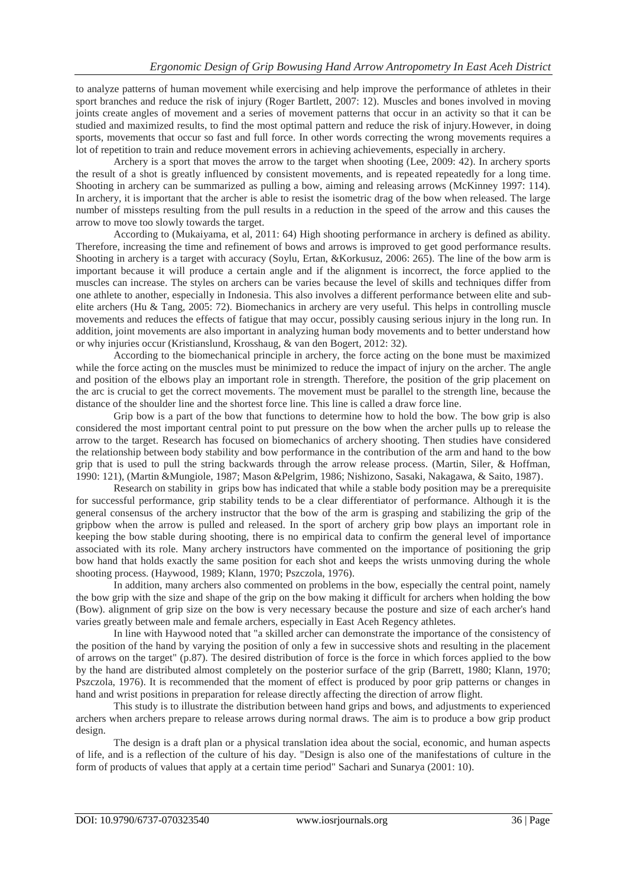to analyze patterns of human movement while exercising and help improve the performance of athletes in their sport branches and reduce the risk of injury (Roger Bartlett, 2007: 12). Muscles and bones involved in moving joints create angles of movement and a series of movement patterns that occur in an activity so that it can be studied and maximized results, to find the most optimal pattern and reduce the risk of injury.However, in doing sports, movements that occur so fast and full force. In other words correcting the wrong movements requires a lot of repetition to train and reduce movement errors in achieving achievements, especially in archery.

Archery is a sport that moves the arrow to the target when shooting (Lee, 2009: 42). In archery sports the result of a shot is greatly influenced by consistent movements, and is repeated repeatedly for a long time. Shooting in archery can be summarized as pulling a bow, aiming and releasing arrows (McKinney 1997: 114). In archery, it is important that the archer is able to resist the isometric drag of the bow when released. The large number of missteps resulting from the pull results in a reduction in the speed of the arrow and this causes the arrow to move too slowly towards the target.

According to (Mukaiyama, et al, 2011: 64) High shooting performance in archery is defined as ability. Therefore, increasing the time and refinement of bows and arrows is improved to get good performance results. Shooting in archery is a target with accuracy (Soylu, Ertan, &Korkusuz, 2006: 265). The line of the bow arm is important because it will produce a certain angle and if the alignment is incorrect, the force applied to the muscles can increase. The styles on archers can be varies because the level of skills and techniques differ from one athlete to another, especially in Indonesia. This also involves a different performance between elite and sub-elite archers (Hu & Tang, 2005: 72). Biomechanics in archery are very useful. This helps in controlling muscle movements and reduces the effects of fatigue that may occur, possibly causing serious injury in the long run. In addition, joint movements are also important in analyzing human body movements and to better understand how or why injuries occur (Kristianslund, Krosshaug, & van den Bogert, 2012: 32).

According to the biomechanical principle in archery, the force acting on the bone must be maximized while the force acting on the muscles must be minimized to reduce the impact of injury on the archer. The angle and position of the elbows play an important role in strength. Therefore, the position of the grip placement on the arc is crucial to get the correct movements. The movement must be parallel to the strength line, because the distance of the shoulder line and the shortest force line. This line is called a draw force line.

Grip bow is a part of the bow that functions to determine how to hold the bow. The bow grip is also considered the most important central point to put pressure on the bow when the archer pulls up to release the arrow to the target. Research has focused on biomechanics of archery shooting. Then studies have considered the relationship between body stability and bow performance in the contribution of the arm and hand to the bow grip that is used to pull the string backwards through the arrow release process. (Martin, Siler, & Hoffman, 1990: 121), (Martin &Mungiole, 1987; Mason &Pelgrim, 1986; Nishizono, Sasaki, Nakagawa, & Saito, 1987).

Research on stability in grips bow has indicated that while a stable body position may be a prerequisite for successful performance, grip stability tends to be a clear differentiator of performance. Although it is the general consensus of the archery instructor that the bow of the arm is grasping and stabilizing the grip of the gripbow when the arrow is pulled and released. In the sport of archery grip bow plays an important role in keeping the bow stable during shooting, there is no empirical data to confirm the general level of importance associated with its role. Many archery instructors have commented on the importance of positioning the grip bow hand that holds exactly the same position for each shot and keeps the wrists unmoving during the whole shooting process. (Haywood, 1989; Klann, 1970; Pszczola, 1976).

In addition, many archers also commented on problems in the bow, especially the central point, namely the bow grip with the size and shape of the grip on the bow making it difficult for archers when holding the bow (Bow). alignment of grip size on the bow is very necessary because the posture and size of each archer's hand varies greatly between male and female archers, especially in East Aceh Regency athletes.

In line with Haywood noted that "a skilled archer can demonstrate the importance of the consistency of the position of the hand by varying the position of only a few in successive shots and resulting in the placement of arrows on the target" (p.87). The desired distribution of force is the force in which forces applied to the bow by the hand are distributed almost completely on the posterior surface of the grip (Barrett, 1980; Klann, 1970; Pszczola, 1976). It is recommended that the moment of effect is produced by poor grip patterns or changes in hand and wrist positions in preparation for release directly affecting the direction of arrow flight.

This study is to illustrate the distribution between hand grips and bows, and adjustments to experienced archers when archers prepare to release arrows during normal draws. The aim is to produce a bow grip product design.

The design is a draft plan or a physical translation idea about the social, economic, and human aspects of life, and is a reflection of the culture of his day. "Design is also one of the manifestations of culture in the form of products of values that apply at a certain time period" Sachari and Sunarya (2001: 10).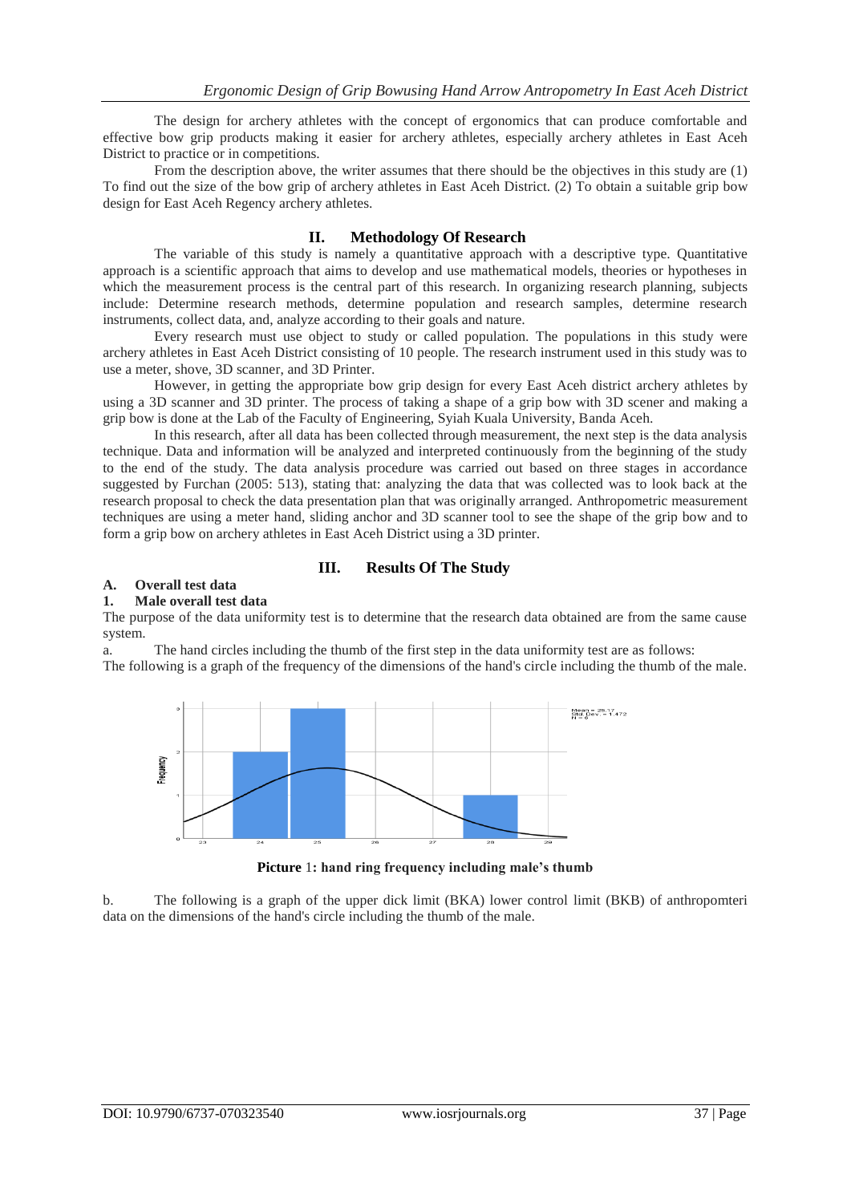The design for archery athletes with the concept of ergonomics that can produce comfortable and effective bow grip products making it easier for archery athletes, especially archery athletes in East Aceh District to practice or in competitions.

From the description above, the writer assumes that there should be the objectives in this study are (1) To find out the size of the bow grip of archery athletes in East Aceh District. (2) To obtain a suitable grip bow design for East Aceh Regency archery athletes.

## II. Methodology Of Research

The variable of this study is namely a quantitative approach with a descriptive type. Quantitative approach is a scientific approach that aims to develop and use mathematical models, theories or hypotheses in which the measurement process is the central part of this research. In organizing research planning, subjects include: Determine research methods, determine population and research samples, determine research instruments, collect data, and, analyze according to their goals and nature.

Every research must use object to study or called population. The populations in this study were archery athletes in East Aceh District consisting of 10 people. The research instrument used in this study was to use a meter, shove, 3D scanner, and 3D Printer.

However, in getting the appropriate bow grip design for every East Aceh district archery athletes by using a 3D scanner and 3D printer. The process of taking a shape of a grip bow with 3D scener and making a grip bow is done at the Lab of the Faculty of Engineering, Syiah Kuala University, Banda Aceh.

In this research, after all data has been collected through measurement, the next step is the data analysis technique. Data and information will be analyzed and interpreted continuously from the beginning of the study to the end of the study. The data analysis procedure was carried out based on three stages in accordance suggested by Furchan (2005: 513), stating that: analyzing the data that was collected was to look back at the research proposal to check the data presentation plan that was originally arranged. Anthropometric measurement techniques are using a meter hand, sliding anchor and 3D scanner tool to see the shape of the grip bow and to form a grip bow on archery athletes in East Aceh District using a 3D printer.

## III. Results Of The Study

### A. Overall test data

#### 1. Male overall test data

The purpose of the data uniformity test is to determine that the research data obtained are from the same cause system.

a. The hand circles including the thumb of the first step in the data uniformity test are as follows:

The following is a graph of the frequency of the dimensions of the hand's circle including the thumb of the male.

**Picture** 1**: hand ring frequency including male's thumb**

b. The following is a graph of the upper dick limit (BKA) lower control limit (BKB) of anthropomteri data on the dimensions of the hand's circle including the thumb of the male.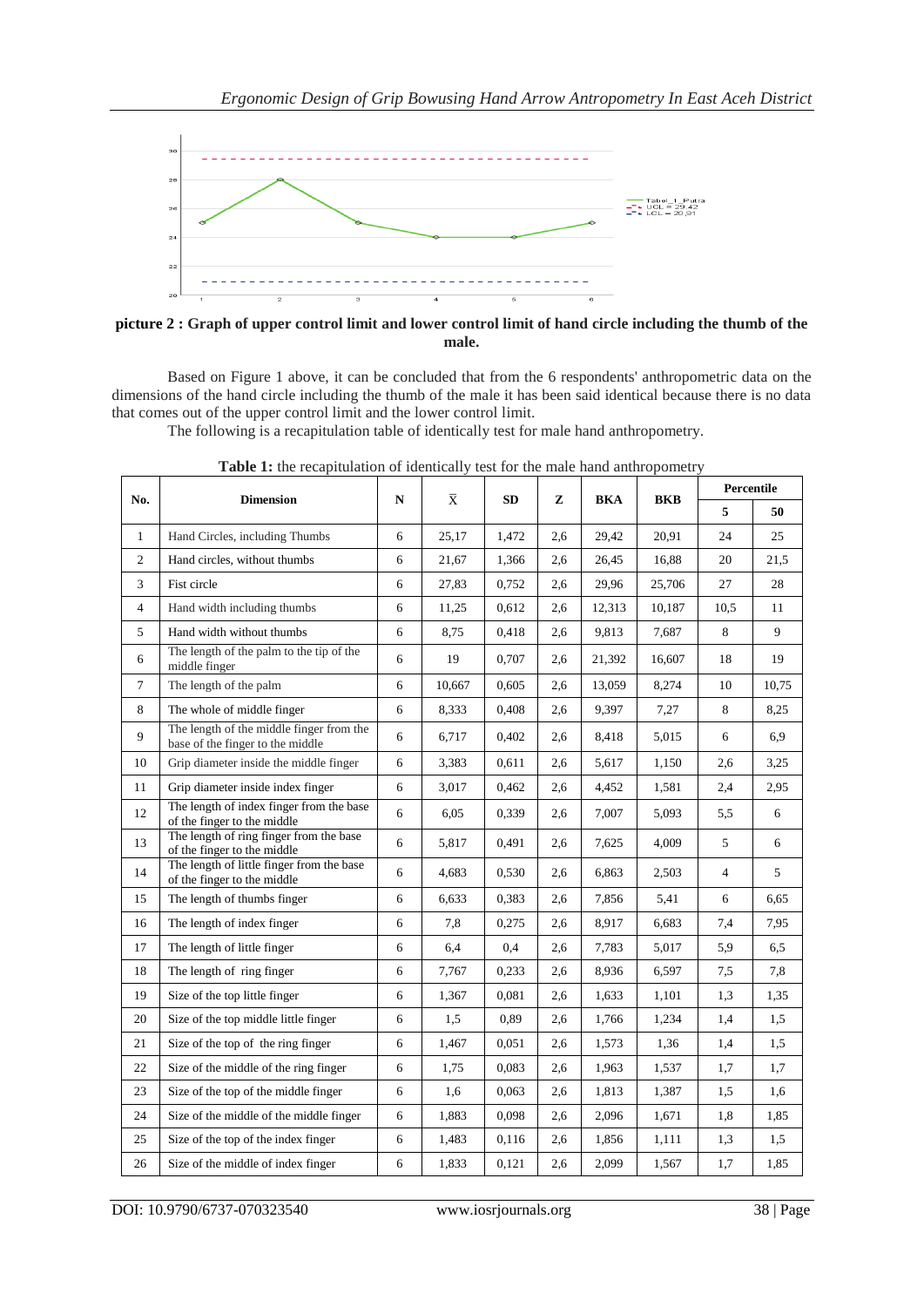**picture 2 : Graph of upper control limit and lower control limit of hand circle including the thumb of the male.**

Based on Figure 1 above, it can be concluded that from the 6 respondents' anthropometric data on the dimensions of the hand circle including the thumb of the male it has been said identical because there is no data that comes out of the upper control limit and the lower control limit.

The following is a recapitulation table of identically test for male hand anthropometry.

**Table 1:** the recapitulation of identically test for the male hand anthropometry

| No. | Dimension | N | $\bar{X}$ | SD | Z | BKA | BKB | Percentile | |
|---|---|---|---|---|---|---|---|---|---|
| | | | | | | | | 5 | 50 |
| 1 | Hand Circles, including Thumbs | 6 | 25,17 | 1,472 | 2,6 | 29,42 | 20,91 | 24 | 25 |
| 2 | Hand circles, without thumbs | 6 | 21,67 | 1,366 | 2,6 | 26,45 | 16,88 | 20 | 21,5 |
| 3 | Fist circle | 6 | 27,83 | 0,752 | 2,6 | 29,96 | 25,706 | 27 | 28 |
| 4 | Hand width including thumbs | 6 | 11,25 | 0,612 | 2,6 | 12,313 | 10,187 | 10,5 | 11 |
| 5 | Hand width without thumbs | 6 | 8,75 | 0,418 | 2,6 | 9,813 | 7,687 | 8 | 9 |
| 6 | The length of the palm to the tip of the middle finger | 6 | 19 | 0,707 | 2,6 | 21,392 | 16,607 | 18 | 19 |
| 7 | The length of the palm | 6 | 10,667 | 0,605 | 2,6 | 13,059 | 8,274 | 10 | 10,75 |
| 8 | The whole of middle finger | 6 | 8,333 | 0,408 | 2,6 | 9,397 | 7,27 | 8 | 8,25 |
| 9 | The length of the middle finger from the base of the finger to the middle | 6 | 6,717 | 0,402 | 2,6 | 8,418 | 5,015 | 6 | 6,9 |
| 10 | Grip diameter inside the middle finger | 6 | 3,383 | 0,611 | 2,6 | 5,617 | 1,150 | 2,6 | 3,25 |
| 11 | Grip diameter inside index finger | 6 | 3,017 | 0,462 | 2,6 | 4,452 | 1,581 | 2,4 | 2,95 |
| 12 | The length of index finger from the base of the finger to the middle | 6 | 6,05 | 0,339 | 2,6 | 7,007 | 5,093 | 5,5 | 6 |
| 13 | The length of ring finger from the base of the finger to the middle | 6 | 5,817 | 0,491 | 2,6 | 7,625 | 4,009 | 5 | 6 |
| 14 | The length of little finger from the base of the finger to the middle | 6 | 4,683 | 0,530 | 2,6 | 6,863 | 2,503 | 4 | 5 |
| 15 | The length of thumbs finger | 6 | 6,633 | 0,383 | 2,6 | 7,856 | 5,41 | 6 | 6,65 |
| 16 | The length of index finger | 6 | 7,8 | 0,275 | 2,6 | 8,917 | 6,683 | 7,4 | 7,95 |
| 17 | The length of little finger | 6 | 6,4 | 0,4 | 2,6 | 7,783 | 5,017 | 5,9 | 6,5 |
| 18 | The length of ring finger | 6 | 7,767 | 0,233 | 2,6 | 8,936 | 6,597 | 7,5 | 7,8 |
| 19 | Size of the top little finger | 6 | 1,367 | 0,081 | 2,6 | 1,633 | 1,101 | 1,3 | 1,35 |
| 20 | Size of the top middle little finger | 6 | 1,5 | 0,89 | 2,6 | 1,766 | 1,234 | 1,4 | 1,5 |
| 21 | Size of the top of the ring finger | 6 | 1,467 | 0,051 | 2,6 | 1,573 | 1,36 | 1,4 | 1,5 |
| 22 | Size of the middle of the ring finger | 6 | 1,75 | 0,083 | 2,6 | 1,963 | 1,537 | 1,7 | 1,7 |
| 23 | Size of the top of the middle finger | 6 | 1,6 | 0,063 | 2,6 | 1,813 | 1,387 | 1,5 | 1,6 |
| 24 | Size of the middle of the middle finger | 6 | 1,883 | 0,098 | 2,6 | 2,096 | 1,671 | 1,8 | 1,85 |
| 25 | Size of the top of the index finger | 6 | 1,483 | 0,116 | 2,6 | 1,856 | 1,111 | 1,3 | 1,5 |
| 26 | Size of the middle of index finger | 6 | 1,833 | 0,121 | 2,6 | 2,099 | 1,567 | 1,7 | 1,85 |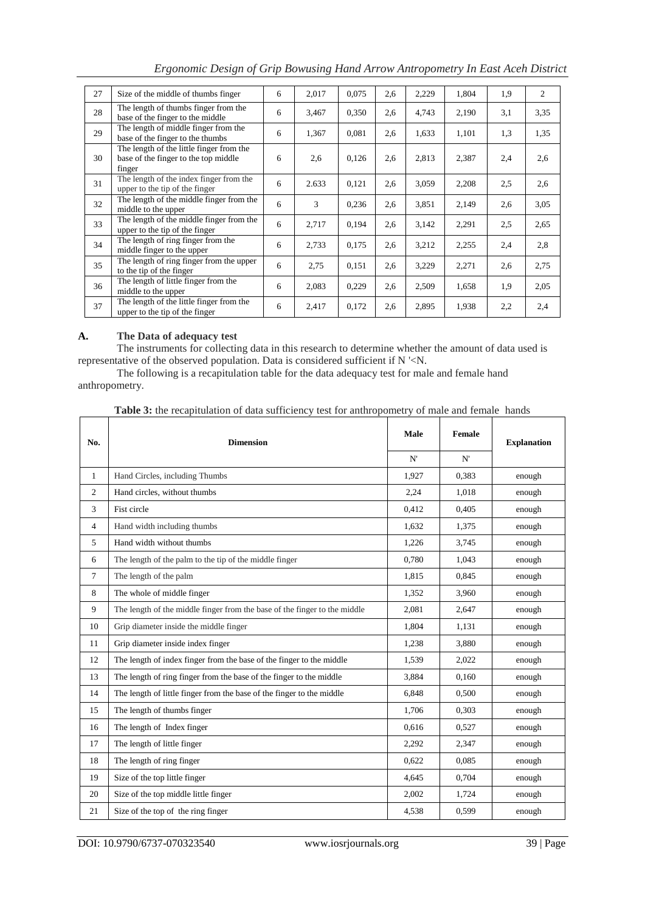| 27 | Size of the middle of thumbs finger | 6 | 2,017 | 0,075 | 2,6 | 2,229 | 1,804 | 1,9 | 2 |
|---|---|---|---|---|---|---|---|---|---|
| 28 | The length of thumbs finger from the base of the finger to the middle | 6 | 3,467 | 0,350 | 2,6 | 4,743 | 2,190 | 3,1 | 3,35 |
| 29 | The length of middle finger from the base of the finger to the thumbs | 6 | 1,367 | 0,081 | 2,6 | 1,633 | 1,101 | 1,3 | 1,35 |
| 30 | The length of the little finger from the base of the finger to the top middle finger | 6 | 2,6 | 0,126 | 2,6 | 2,813 | 2,387 | 2,4 | 2,6 |
| 31 | The length of the index finger from the upper to the tip of the finger | 6 | 2.633 | 0,121 | 2,6 | 3,059 | 2,208 | 2,5 | 2,6 |
| 32 | The length of the middle finger from the middle to the upper | 6 | 3 | 0,236 | 2,6 | 3,851 | 2,149 | 2,6 | 3,05 |
| 33 | The length of the middle finger from the upper to the tip of the finger | 6 | 2,717 | 0,194 | 2,6 | 3,142 | 2,291 | 2,5 | 2,65 |
| 34 | The length of ring finger from the middle finger to the upper | 6 | 2,733 | 0,175 | 2,6 | 3,212 | 2,255 | 2,4 | 2,8 |
| 35 | The length of ring finger from the upper to the tip of the finger | 6 | 2,75 | 0,151 | 2,6 | 3,229 | 2,271 | 2,6 | 2,75 |
| 36 | The length of little finger from the middle to the upper | 6 | 2,083 | 0,229 | 2,6 | 2,509 | 1,658 | 1,9 | 2,05 |
| 37 | The length of the little finger from the upper to the tip of the finger | 6 | 2,417 | 0,172 | 2,6 | 2,895 | 1,938 | 2,2 | 2,4 |

### A. The Data of adequacy test

The instruments for collecting data in this research to determine whether the amount of data used is representative of the observed population. Data is considered sufficient if N '<N.

The following is a recapitulation table for the data adequacy test for male and female hand anthropometry.

**Table 3:** the recapitulation of data sufficiency test for anthropometry of male and female hands

| No. | Dimension | Male | Female | Explanation |
|---|---|---|---|---|
| | | N' | N' | |
| 1 | Hand Circles, including Thumbs | 1,927 | 0,383 | enough |
| 2 | Hand circles, without thumbs | 2,24 | 1,018 | enough |
| 3 | Fist circle | 0,412 | 0,405 | enough |
| 4 | Hand width including thumbs | 1,632 | 1,375 | enough |
| 5 | Hand width without thumbs | 1,226 | 3,745 | enough |
| 6 | The length of the palm to the tip of the middle finger | 0,780 | 1,043 | enough |
| 7 | The length of the palm | 1,815 | 0,845 | enough |
| 8 | The whole of middle finger | 1,352 | 3,960 | enough |
| 9 | The length of the middle finger from the base of the finger to the middle | 2,081 | 2,647 | enough |
| 10 | Grip diameter inside the middle finger | 1,804 | 1,131 | enough |
| 11 | Grip diameter inside index finger | 1,238 | 3,880 | enough |
| 12 | The length of index finger from the base of the finger to the middle | 1,539 | 2,022 | enough |
| 13 | The length of ring finger from the base of the finger to the middle | 3,884 | 0,160 | enough |
| 14 | The length of little finger from the base of the finger to the middle | 6,848 | 0,500 | enough |
| 15 | The length of thumbs finger | 1,706 | 0,303 | enough |
| 16 | The length of Index finger | 0,616 | 0,527 | enough |
| 17 | The length of little finger | 2,292 | 2,347 | enough |
| 18 | The length of ring finger | 0,622 | 0,085 | enough |
| 19 | Size of the top little finger | 4,645 | 0,704 | enough |
| 20 | Size of the top middle little finger | 2,002 | 1,724 | enough |
| 21 | Size of the top of the ring finger | 4,538 | 0,599 | enough |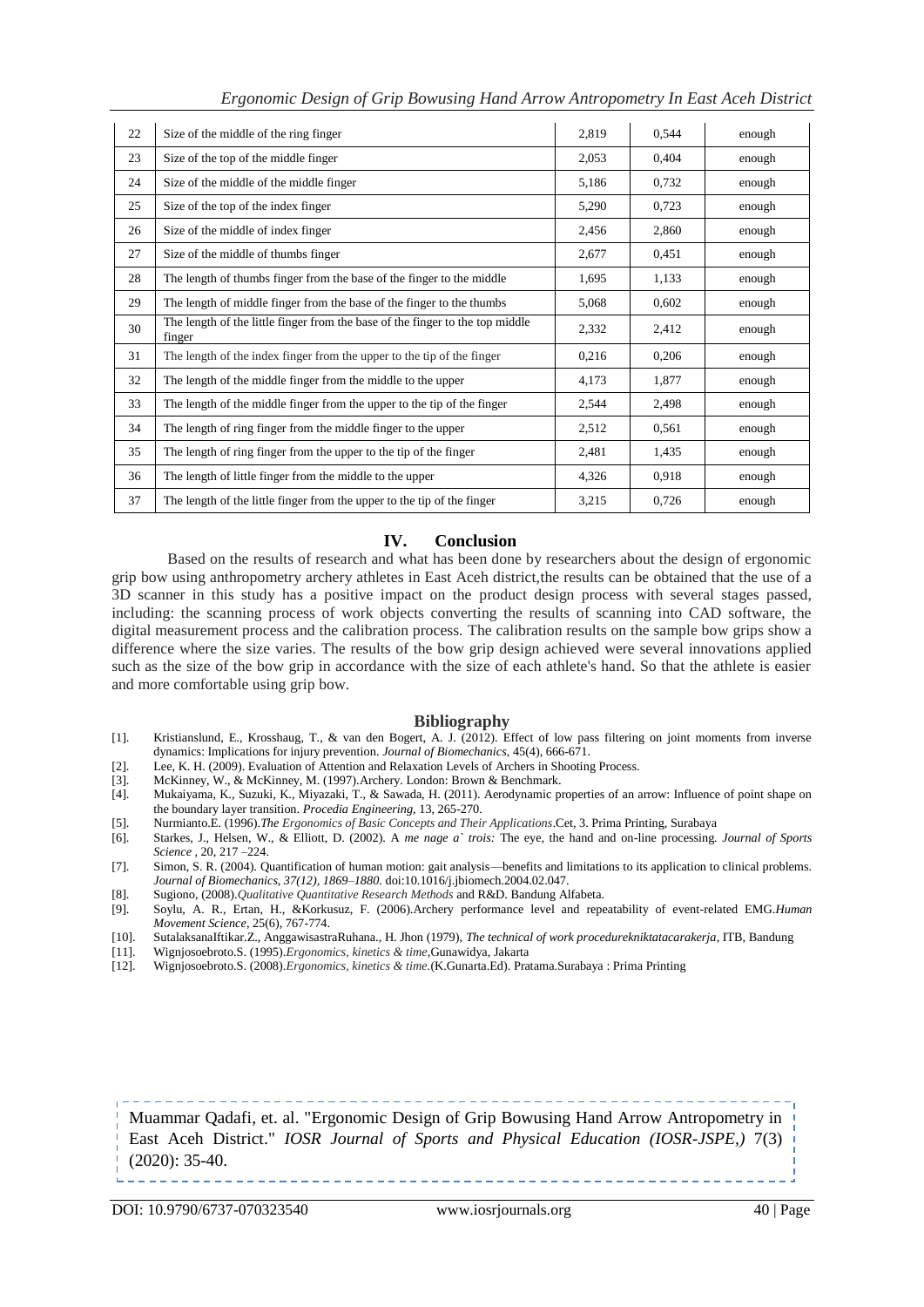| | | | | |
|---|---|---|---|---|
| 22 | Size of the middle of the ring finger | 2,819 | 0,544 | enough |
| 23 | Size of the top of the middle finger | 2,053 | 0,404 | enough |
| 24 | Size of the middle of the middle finger | 5,186 | 0,732 | enough |
| 25 | Size of the top of the index finger | 5,290 | 0,723 | enough |
| 26 | Size of the middle of index finger | 2,456 | 2,860 | enough |
| 27 | Size of the middle of thumbs finger | 2,677 | 0,451 | enough |
| 28 | The length of thumbs finger from the base of the finger to the middle | 1,695 | 1,133 | enough |
| 29 | The length of middle finger from the base of the finger to the thumbs | 5,068 | 0,602 | enough |
| 30 | The length of the little finger from the base of the finger to the top middle finger | 2,332 | 2,412 | enough |
| 31 | The length of the index finger from the upper to the tip of the finger | 0,216 | 0,206 | enough |
| 32 | The length of the middle finger from the middle to the upper | 4,173 | 1,877 | enough |
| 33 | The length of the middle finger from the upper to the tip of the finger | 2,544 | 2,498 | enough |
| 34 | The length of ring finger from the middle finger to the upper | 2,512 | 0,561 | enough |
| 35 | The length of ring finger from the upper to the tip of the finger | 2,481 | 1,435 | enough |
| 36 | The length of little finger from the middle to the upper | 4,326 | 0,918 | enough |
| 37 | The length of the little finger from the upper to the tip of the finger | 3,215 | 0,726 | enough |

## IV. Conclusion

Based on the results of research and what has been done by researchers about the design of ergonomic grip bow using anthropometry archery athletes in East Aceh district,the results can be obtained that the use of a 3D scanner in this study has a positive impact on the product design process with several stages passed, including: the scanning process of work objects converting the results of scanning into CAD software, the digital measurement process and the calibration process. The calibration results on the sample bow grips show a difference where the size varies. The results of the bow grip design achieved were several innovations applied such as the size of the bow grip in accordance with the size of each athlete's hand. So that the athlete is easier and more comfortable using grip bow.

## Bibliography

[1]. Kristianslund, E., Krosshaug, T., & van den Bogert, A. J. (2012). Effect of low pass filtering on joint moments from inverse dynamics: Implications for injury prevention. *Journal of Biomechanics*, 45(4), 666-671.

[2]. Lee, K. H. (2009). Evaluation of Attention and Relaxation Levels of Archers in Shooting Process.

[3]. McKinney, W., & McKinney, M. (1997).Archery. London: Brown & Benchmark.

[4]. Mukaiyama, K., Suzuki, K., Miyazaki, T., & Sawada, H. (2011). Aerodynamic properties of an arrow: Influence of point shape on the boundary layer transition. *Procedia Engineering*, 13, 265-270.

[5]. Nurmianto.E. (1996).*The Ergonomics of Basic Concepts and Their Applications*.Cet, 3. Prima Printing, Surabaya

[6]. Starkes, J., Helsen, W., & Elliott, D. (2002). A *me nage a` trois:* The eye, the hand and on-line processing. *Journal of Sports Science* , 20, 217 –224.

[7]. Simon, S. R. (2004). Quantification of human motion: gait analysis—benefits and limitations to its application to clinical problems. *Journal of Biomechanics, 37(12), 1869–1880.* doi:10.1016/j.jbiomech.2004.02.047.

[8]. Sugiono, (2008).*Qualitative Quantitative Research Methods* and R&D. Bandung Alfabeta.

[9]. Soylu, A. R., Ertan, H., &Korkusuz, F. (2006).Archery performance level and repeatability of event-related EMG.*Human Movement Science*, 25(6), 767-774.

[10]. SutalaksanaIftikar.Z., AnggawisastraRuhana., H. Jhon (1979), *The technical of work procedurekniktatacarakerja*, ITB, Bandung

[11]. Wignjosoebroto.S. (1995).*Ergonomics, kinetics & time*,Gunawidya, Jakarta

[12]. Wignjosoebroto.S. (2008).*Ergonomics, kinetics & time*.(K.Gunarta.Ed). Pratama.Surabaya : Prima Printing

Muammar Qadafi, et. al. "Ergonomic Design of Grip Bowusing Hand Arrow Antropometry in East Aceh District." *IOSR Journal of Sports and Physical Education (IOSR-JSPE,)* 7(3) (2020): 35-40.